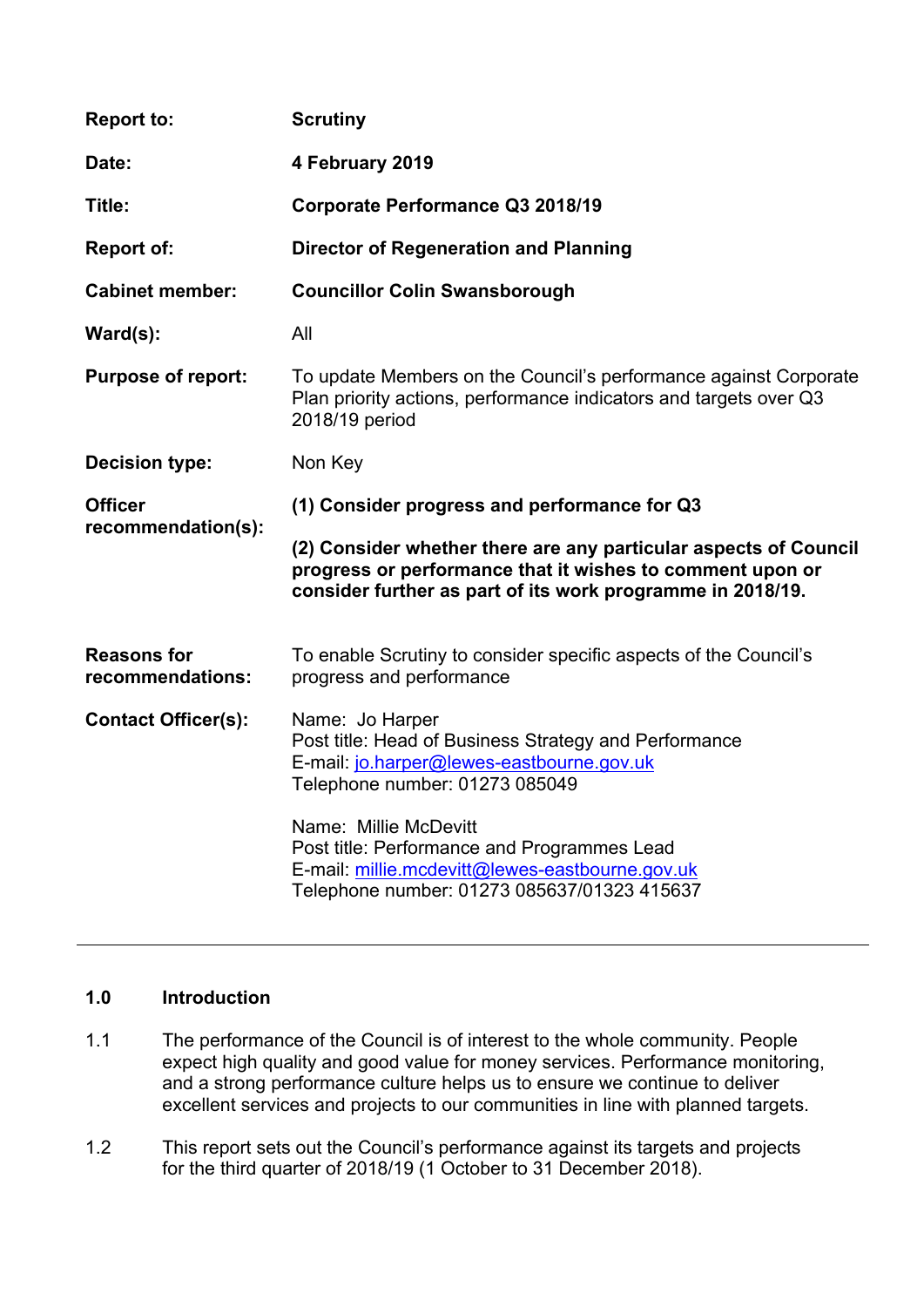| | |
|---|---|
| **Report to:** | **Scrutiny** |
| **Date:** | **4 February 2019** |
| **Title:** | **Corporate Performance Q3 2018/19** |
| **Report of:** | **Director of Regeneration and Planning** |
| **Cabinet member:** | **Councillor Colin Swansborough** |
| **Ward(s):** | All |
| **Purpose of report:** | To update Members on the Council's performance against Corporate Plan priority actions, performance indicators and targets over Q3 2018/19 period |
| **Decision type:** | Non Key |
| **Officer recommendation(s):** | **(1) Consider progress and performance for Q3**<br><br>**(2) Consider whether there are any particular aspects of Council progress or performance that it wishes to comment upon or consider further as part of its work programme in 2018/19.** |
| **Reasons for recommendations:** | To enable Scrutiny to consider specific aspects of the Council's progress and performance |
| **Contact Officer(s):** | Name: Jo Harper<br>Post title: Head of Business Strategy and Performance<br>E-mail: jo.harper@lewes-eastbourne.gov.uk<br>Telephone number: 01273 085049<br><br>Name: Millie McDevitt<br>Post title: Performance and Programmes Lead<br>E-mail: millie.mcdevitt@lewes-eastbourne.gov.uk<br>Telephone number: 01273 085637/01323 415637 |

---

## 1.0 Introduction

1.1 The performance of the Council is of interest to the whole community. People expect high quality and good value for money services. Performance monitoring, and a strong performance culture helps us to ensure we continue to deliver excellent services and projects to our communities in line with planned targets.

1.2 This report sets out the Council's performance against its targets and projects for the third quarter of 2018/19 (1 October to 31 December 2018).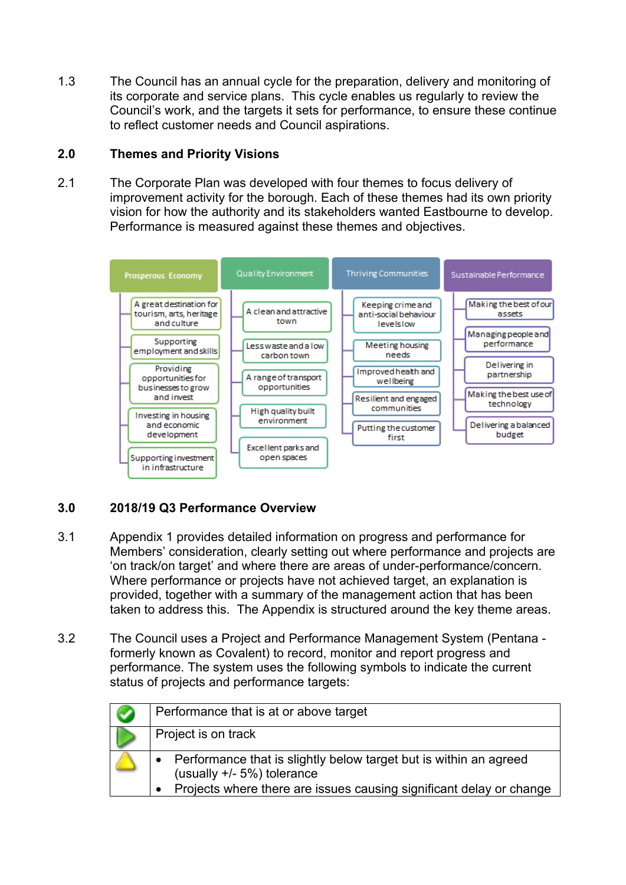1.3 The Council has an annual cycle for the preparation, delivery and monitoring of its corporate and service plans. This cycle enables us regularly to review the Council's work, and the targets it sets for performance, to ensure these continue to reflect customer needs and Council aspirations.

## 2.0 Themes and Priority Visions

2.1 The Corporate Plan was developed with four themes to focus delivery of improvement activity for the borough. Each of these themes had its own priority vision for how the authority and its stakeholders wanted Eastbourne to develop. Performance is measured against these themes and objectives.

| Prosperous Economy | Quality Environment | Thriving Communities | Sustainable Performance |
|---|---|---|---|
| A great destination for tourism, arts, heritage and culture | A clean and attractive town | Keeping crime and anti-social behaviour levels low | Making the best of our assets |
| Supporting employment and skills | Less waste and a low carbon town | Meeting housing needs | Managing people and performance |
| Providing opportunities for businesses to grow and invest | A range of transport opportunities | Improved health and wellbeing | Delivering in partnership |
| Investing in housing and economic development | High quality built environment | Resilient and engaged communities | Making the best use of technology |
| Supporting investment in infrastructure | Excellent parks and open spaces | Putting the customer first | Delivering a balanced budget |

## 3.0 2018/19 Q3 Performance Overview

3.1 Appendix 1 provides detailed information on progress and performance for Members' consideration, clearly setting out where performance and projects are 'on track/on target' and where there are areas of under-performance/concern. Where performance or projects have not achieved target, an explanation is provided, together with a summary of the management action that has been taken to address this. The Appendix is structured around the key theme areas.

3.2 The Council uses a Project and Performance Management System (Pentana - formerly known as Covalent) to record, monitor and report progress and performance. The system uses the following symbols to indicate the current status of projects and performance targets:

| Symbol | Status |
|---|---|
| ✅ (green tick) | Performance that is at or above target |
| ▶ (green arrow) | Project is on track |
| ⚠ (amber triangle) | • Performance that is slightly below target but is within an agreed (usually +/- 5%) tolerance<br>• Projects where there are issues causing significant delay or change |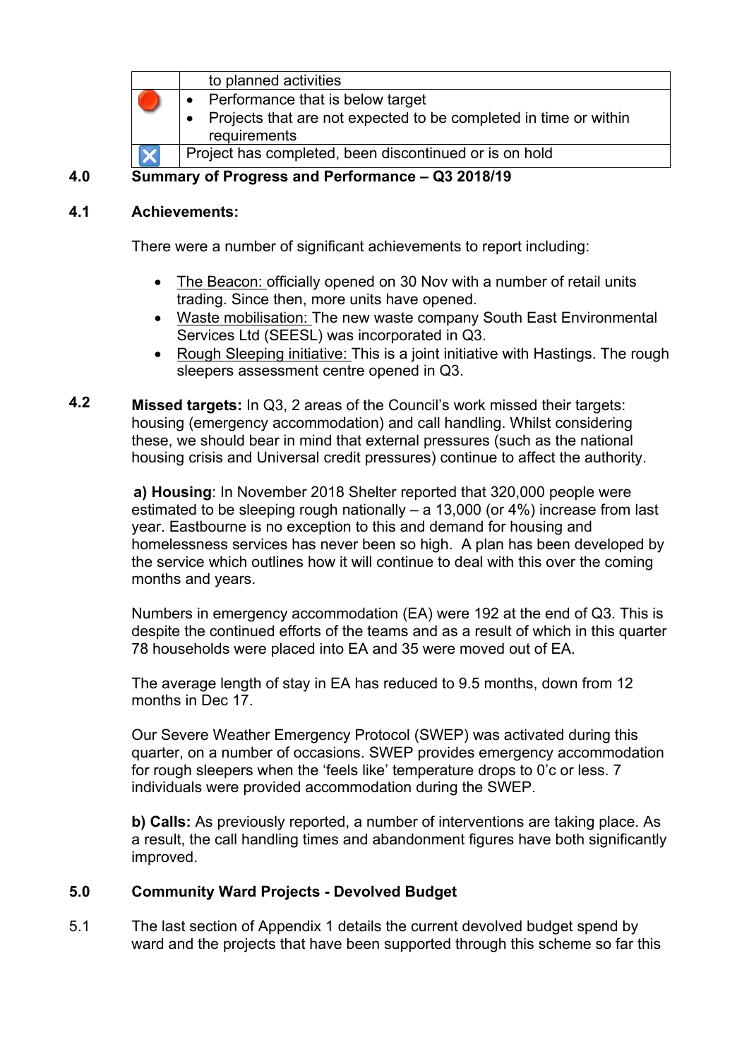| | |
|---|---|
| | to planned activities |
| 🔴 | • Performance that is below target<br>• Projects that are not expected to be completed in time or within requirements |
| ☒ | Project has completed, been discontinued or is on hold |

## 4.0 Summary of Progress and Performance – Q3 2018/19

### 4.1 Achievements:

There were a number of significant achievements to report including:

- The Beacon: officially opened on 30 Nov with a number of retail units trading. Since then, more units have opened.
- Waste mobilisation: The new waste company South East Environmental Services Ltd (SEESL) was incorporated in Q3.
- Rough Sleeping initiative: This is a joint initiative with Hastings. The rough sleepers assessment centre opened in Q3.

**4.2** **Missed targets:** In Q3, 2 areas of the Council's work missed their targets: housing (emergency accommodation) and call handling. Whilst considering these, we should bear in mind that external pressures (such as the national housing crisis and Universal credit pressures) continue to affect the authority.

**a) Housing**: In November 2018 Shelter reported that 320,000 people were estimated to be sleeping rough nationally – a 13,000 (or 4%) increase from last year. Eastbourne is no exception to this and demand for housing and homelessness services has never been so high. A plan has been developed by the service which outlines how it will continue to deal with this over the coming months and years.

Numbers in emergency accommodation (EA) were 192 at the end of Q3. This is despite the continued efforts of the teams and as a result of which in this quarter 78 households were placed into EA and 35 were moved out of EA.

The average length of stay in EA has reduced to 9.5 months, down from 12 months in Dec 17.

Our Severe Weather Emergency Protocol (SWEP) was activated during this quarter, on a number of occasions. SWEP provides emergency accommodation for rough sleepers when the 'feels like' temperature drops to 0'c or less. 7 individuals were provided accommodation during the SWEP.

**b) Calls:** As previously reported, a number of interventions are taking place. As a result, the call handling times and abandonment figures have both significantly improved.

## 5.0 Community Ward Projects - Devolved Budget

5.1 The last section of Appendix 1 details the current devolved budget spend by ward and the projects that have been supported through this scheme so far this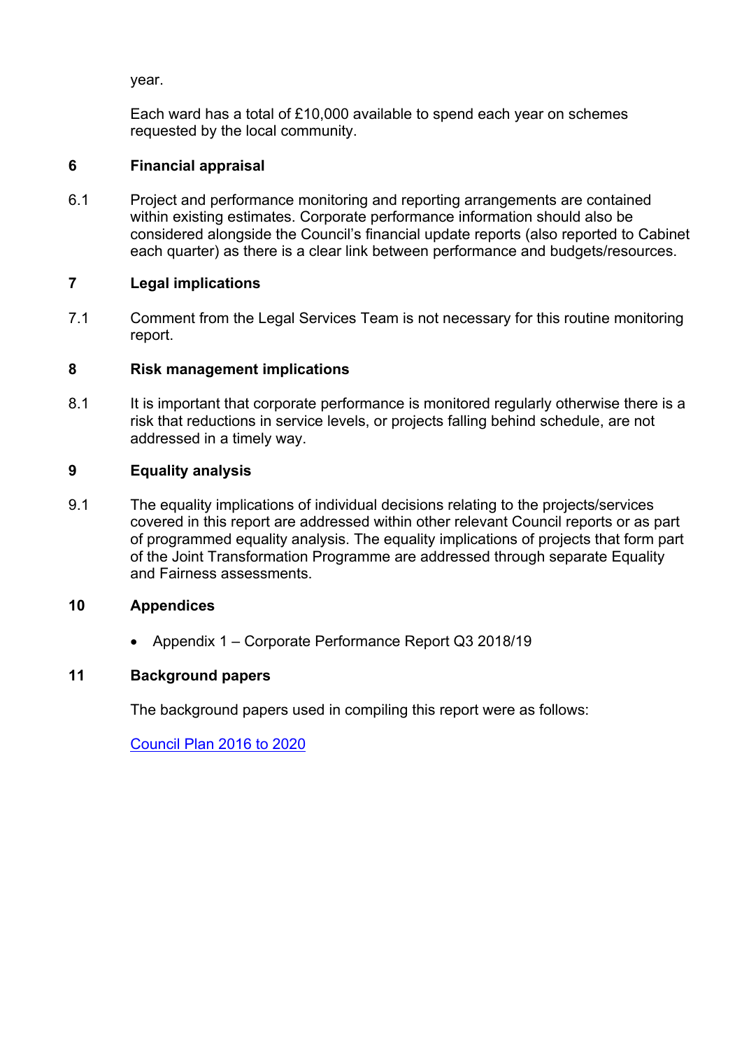year.

Each ward has a total of £10,000 available to spend each year on schemes requested by the local community.

## 6 Financial appraisal

6.1 Project and performance monitoring and reporting arrangements are contained within existing estimates. Corporate performance information should also be considered alongside the Council's financial update reports (also reported to Cabinet each quarter) as there is a clear link between performance and budgets/resources.

## 7 Legal implications

7.1 Comment from the Legal Services Team is not necessary for this routine monitoring report.

## 8 Risk management implications

8.1 It is important that corporate performance is monitored regularly otherwise there is a risk that reductions in service levels, or projects falling behind schedule, are not addressed in a timely way.

## 9 Equality analysis

9.1 The equality implications of individual decisions relating to the projects/services covered in this report are addressed within other relevant Council reports or as part of programmed equality analysis. The equality implications of projects that form part of the Joint Transformation Programme are addressed through separate Equality and Fairness assessments.

## 10 Appendices

- Appendix 1 – Corporate Performance Report Q3 2018/19

## 11 Background papers

The background papers used in compiling this report were as follows:

Council Plan 2016 to 2020